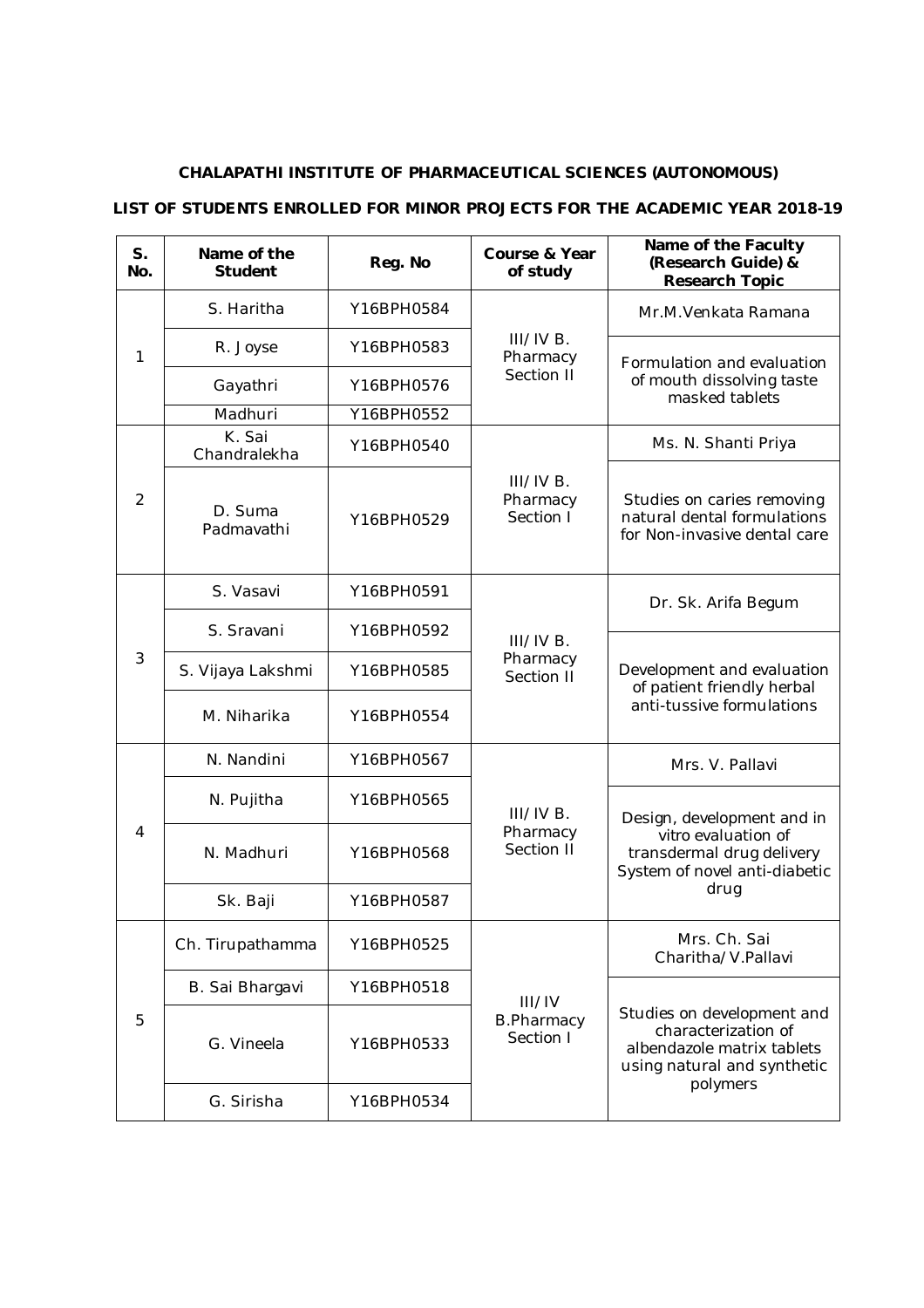**CHALAPATHI INSTITUTE OF PHARMACEUTICAL SCIENCES (AUTONOMOUS)**

**LIST OF STUDENTS ENROLLED FOR MINOR PROJECTS FOR THE ACADEMIC YEAR 2018-19**

| S. No. | Name of the Student | Reg. No | Course & Year of study | Name of the Faculty (Research Guide) & Research Topic |
|---|---|---|---|---|
| 1 | S. Haritha | Y16BPH0584 | III/IV B. Pharmacy Section II | Mr.M.Venkata Ramana |
| | R. Joyse | Y16BPH0583 | | Formulation and evaluation of mouth dissolving taste masked tablets |
| | Gayathri | Y16BPH0576 | | |
| | Madhuri | Y16BPH0552 | | |
| 2 | K. Sai Chandralekha | Y16BPH0540 | III/IV B. Pharmacy Section I | Ms. N. Shanti Priya |
| | D. Suma Padmavathi | Y16BPH0529 | | Studies on caries removing natural dental formulations for Non-invasive dental care |
| 3 | S. Vasavi | Y16BPH0591 | III/IV B. Pharmacy Section II | Dr. Sk. Arifa Begum |
| | S. Sravani | Y16BPH0592 | | Development and evaluation of patient friendly herbal anti-tussive formulations |
| | S. Vijaya Lakshmi | Y16BPH0585 | | |
| | M. Niharika | Y16BPH0554 | | |
| 4 | N. Nandini | Y16BPH0567 | III/IV B. Pharmacy Section II | Mrs. V. Pallavi |
| | N. Pujitha | Y16BPH0565 | | Design, development and in vitro evaluation of transdermal drug delivery System of novel anti-diabetic drug |
| | N. Madhuri | Y16BPH0568 | | |
| | Sk. Baji | Y16BPH0587 | | |
| 5 | Ch. Tirupathamma | Y16BPH0525 | III/IV B.Pharmacy Section I | Mrs. Ch. Sai Charitha/V.Pallavi |
| | B. Sai Bhargavi | Y16BPH0518 | | Studies on development and characterization of albendazole matrix tablets using natural and synthetic polymers |
| | G. Vineela | Y16BPH0533 | | |
| | G. Sirisha | Y16BPH0534 | | |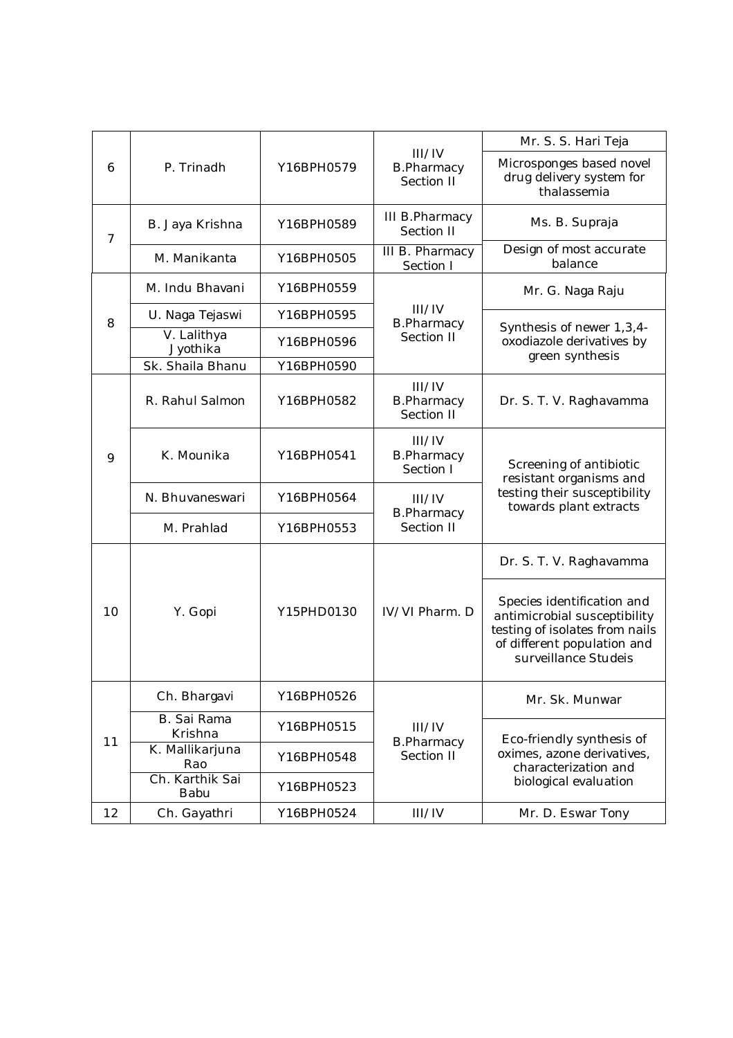| 6 | P. Trinadh | Y16BPH0579 | III/IV B.Pharmacy Section II | Mr. S. S. Hari Teja<br>Microsponges based novel drug delivery system for thalassemia |
|---|---|---|---|---|
| 7 | B. Jaya Krishna | Y16BPH0589 | III B.Pharmacy Section II | Ms. B. Supraja |
| | M. Manikanta | Y16BPH0505 | III B. Pharmacy Section I | Design of most accurate balance |
| 8 | M. Indu Bhavani | Y16BPH0559 | III/IV B.Pharmacy Section II | Mr. G. Naga Raju |
| | U. Naga Tejaswi | Y16BPH0595 | | Synthesis of newer 1,3,4-oxodiazole derivatives by green synthesis |
| | V. Lalithya Jyothika | Y16BPH0596 | | |
| | Sk. Shaila Bhanu | Y16BPH0590 | | |
| 9 | R. Rahul Salmon | Y16BPH0582 | III/IV B.Pharmacy Section II | Dr. S. T. V. Raghavamma |
| | K. Mounika | Y16BPH0541 | III/IV B.Pharmacy Section I | Screening of antibiotic resistant organisms and testing their susceptibility towards plant extracts |
| | N. Bhuvaneswari | Y16BPH0564 | III/IV B.Pharmacy Section II | |
| | M. Prahlad | Y16BPH0553 | | |
| 10 | Y. Gopi | Y15PHD0130 | IV/VI Pharm. D | Dr. S. T. V. Raghavamma<br>Species identification and antimicrobial susceptibility testing of isolates from nails of different population and surveillance Studeis |
| 11 | Ch. Bhargavi | Y16BPH0526 | III/IV B.Pharmacy Section II | Mr. Sk. Munwar |
| | B. Sai Rama Krishna | Y16BPH0515 | | Eco-friendly synthesis of oximes, azone derivatives, characterization and biological evaluation |
| | K. Mallikarjuna Rao | Y16BPH0548 | | |
| | Ch. Karthik Sai Babu | Y16BPH0523 | | |
| 12 | Ch. Gayathri | Y16BPH0524 | III/IV | Mr. D. Eswar Tony |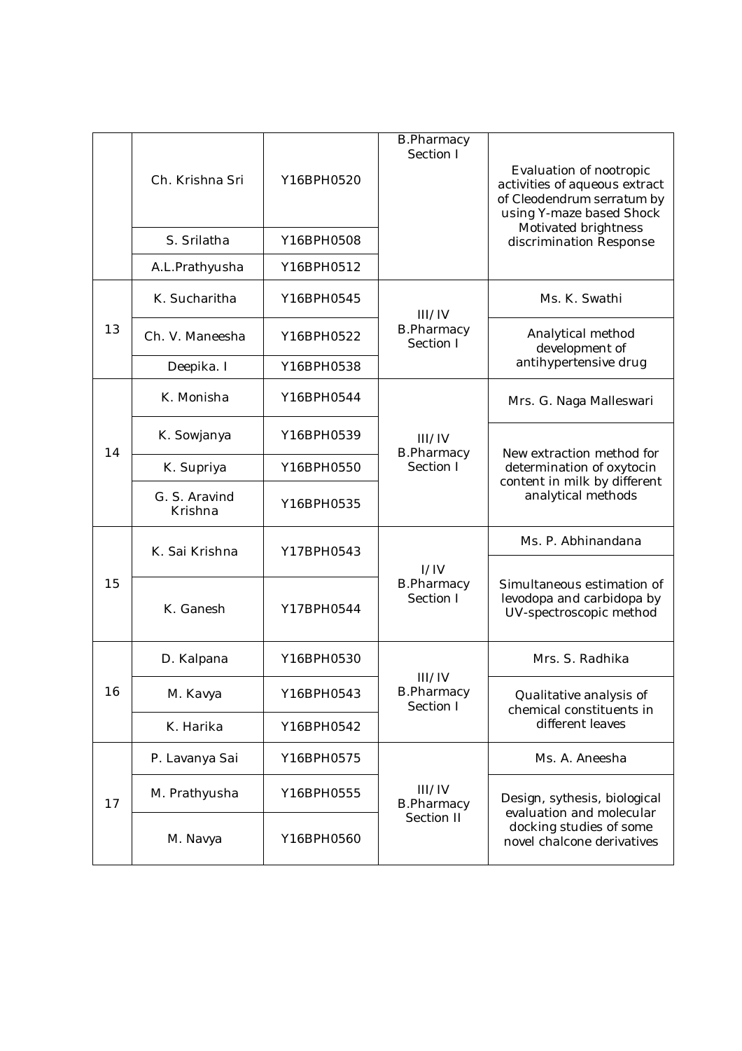| | | | | |
|---|---|---|---|---|
| | Ch. Krishna Sri | Y16BPH0520 | B.Pharmacy Section I | Evaluation of nootropic activities of aqueous extract of Cleodendrum serratum by using Y-maze based Shock Motivated brightness discrimination Response |
| | S. Srilatha | Y16BPH0508 | | |
| | A.L.Prathyusha | Y16BPH0512 | | |
| 13 | K. Sucharitha | Y16BPH0545 | III/IV B.Pharmacy Section I | Ms. K. Swathi |
| | Ch. V. Maneesha | Y16BPH0522 | | Analytical method development of antihypertensive drug |
| | Deepika. I | Y16BPH0538 | | |
| 14 | K. Monisha | Y16BPH0544 | III/IV B.Pharmacy Section I | Mrs. G. Naga Malleswari |
| | K. Sowjanya | Y16BPH0539 | | New extraction method for determination of oxytocin content in milk by different analytical methods |
| | K. Supriya | Y16BPH0550 | | |
| | G. S. Aravind Krishna | Y16BPH0535 | | |
| 15 | K. Sai Krishna | Y17BPH0543 | I/IV B.Pharmacy Section I | Ms. P. Abhinandana |
| | K. Ganesh | Y17BPH0544 | | Simultaneous estimation of levodopa and carbidopa by UV-spectroscopic method |
| 16 | D. Kalpana | Y16BPH0530 | III/IV B.Pharmacy Section I | Mrs. S. Radhika |
| | M. Kavya | Y16BPH0543 | | Qualitative analysis of chemical constituents in different leaves |
| | K. Harika | Y16BPH0542 | | |
| 17 | P. Lavanya Sai | Y16BPH0575 | III/IV B.Pharmacy Section II | Ms. A. Aneesha |
| | M. Prathyusha | Y16BPH0555 | | Design, sythesis, biological evaluation and molecular docking studies of some novel chalcone derivatives |
| | M. Navya | Y16BPH0560 | | |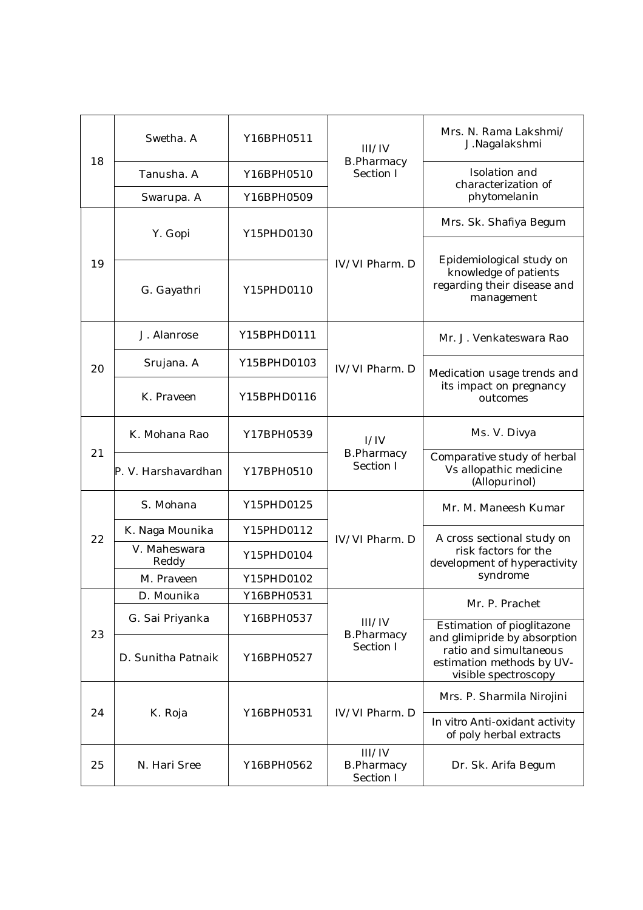| 18 | Swetha. A | Y16BPH0511 | III/IV B.Pharmacy Section I | Mrs. N. Rama Lakshmi/ J.Nagalakshmi |
|---|---|---|---|---|
| | Tanusha. A | Y16BPH0510 | | Isolation and characterization of phytomelanin |
| | Swarupa. A | Y16BPH0509 | | |
| 19 | Y. Gopi | Y15PHD0130 | IV/VI Pharm. D | Mrs. Sk. Shafiya Begum |
| | G. Gayathri | Y15PHD0110 | | Epidemiological study on knowledge of patients regarding their disease and management |
| 20 | J. Alanrose | Y15BPHD0111 | IV/VI Pharm. D | Mr. J. Venkateswara Rao |
| | Srujana. A | Y15BPHD0103 | | Medication usage trends and its impact on pregnancy outcomes |
| | K. Praveen | Y15BPHD0116 | | |
| 21 | K. Mohana Rao | Y17BPH0539 | I/IV B.Pharmacy Section I | Ms. V. Divya |
| | P. V. Harshavardhan | Y17BPH0510 | | Comparative study of herbal Vs allopathic medicine (Allopurinol) |
| 22 | S. Mohana | Y15PHD0125 | IV/VI Pharm. D | Mr. M. Maneesh Kumar |
| | K. Naga Mounika | Y15PHD0112 | | A cross sectional study on risk factors for the development of hyperactivity syndrome |
| | V. Maheswara Reddy | Y15PHD0104 | | |
| | M. Praveen | Y15PHD0102 | | |
| 23 | D. Mounika | Y16BPH0531 | III/IV B.Pharmacy Section I | Mr. P. Prachet |
| | G. Sai Priyanka | Y16BPH0537 | | Estimation of pioglitazone and glimipride by absorption ratio and simultaneous estimation methods by UV-visible spectroscopy |
| | D. Sunitha Patnaik | Y16BPH0527 | | |
| 24 | K. Roja | Y16BPH0531 | IV/VI Pharm. D | Mrs. P. Sharmila Nirojini |
| | | | | In vitro Anti-oxidant activity of poly herbal extracts |
| 25 | N. Hari Sree | Y16BPH0562 | III/IV B.Pharmacy Section I | Dr. Sk. Arifa Begum |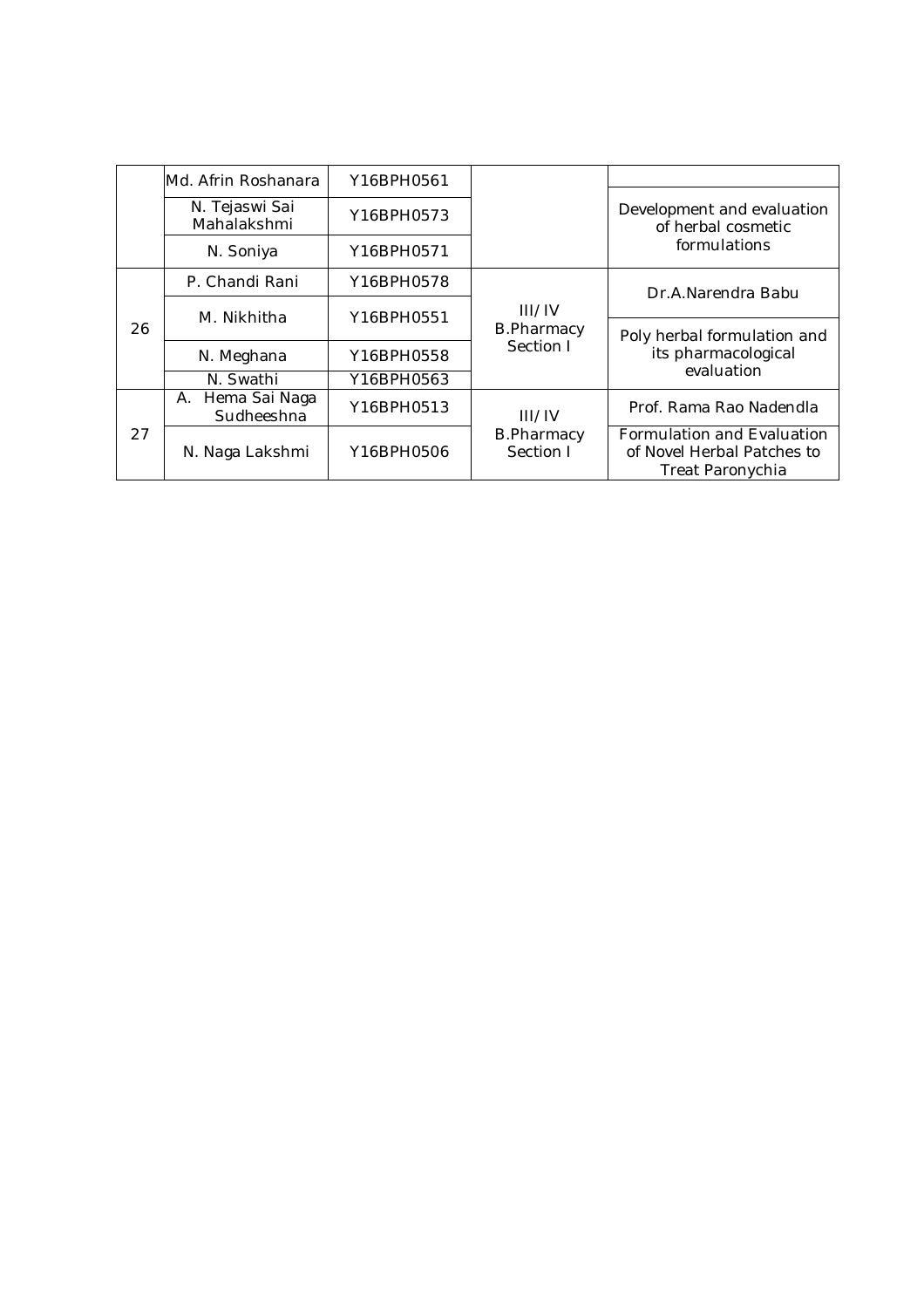| | | | | |
|---|---|---|---|---|
| | Md. Afrin Roshanara | Y16BPH0561 | | |
| | N. Tejaswi Sai Mahalakshmi | Y16BPH0573 | | Development and evaluation of herbal cosmetic formulations |
| | N. Soniya | Y16BPH0571 | | |
| 26 | P. Chandi Rani | Y16BPH0578 | III/IV B.Pharmacy Section I | Dr.A.Narendra Babu |
| | M. Nikhitha | Y16BPH0551 | | Poly herbal formulation and its pharmacological evaluation |
| | N. Meghana | Y16BPH0558 | | |
| | N. Swathi | Y16BPH0563 | | |
| 27 | A. Hema Sai Naga Sudheeshna | Y16BPH0513 | III/IV B.Pharmacy Section I | Prof. Rama Rao Nadendla |
| | N. Naga Lakshmi | Y16BPH0506 | | Formulation and Evaluation of Novel Herbal Patches to Treat Paronychia |